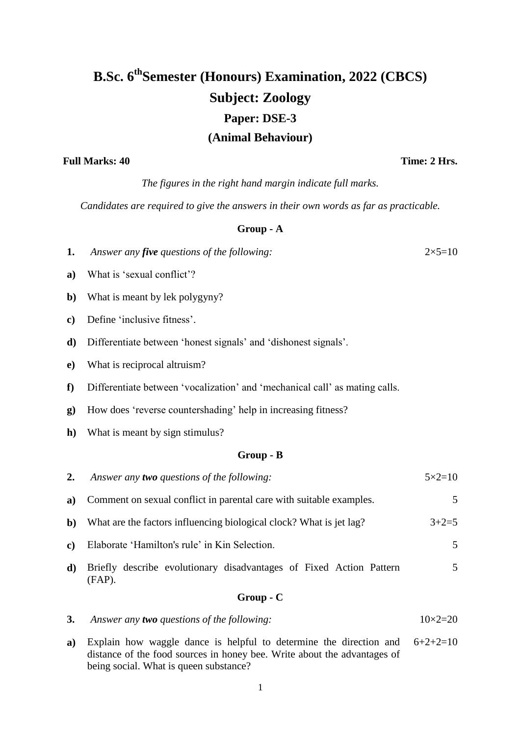# B.Sc. 6$^{th}$Semester (Honours) Examination, 2022 (CBCS)

## Subject: Zoology

### Paper: DSE-3

### (Animal Behaviour)

**Full Marks: 40** **Time: 2 Hrs.**

*The figures in the right hand margin indicate full marks.*

*Candidates are required to give the answers in their own words as far as practicable.*

**Group - A**

**1.** *Answer any **five** questions of the following:* 2×5=10

**a)** What is 'sexual conflict'?

**b)** What is meant by lek polygyny?

**c)** Define 'inclusive fitness'.

**d)** Differentiate between 'honest signals' and 'dishonest signals'.

**e)** What is reciprocal altruism?

**f)** Differentiate between 'vocalization' and 'mechanical call' as mating calls.

**g)** How does 'reverse countershading' help in increasing fitness?

**h)** What is meant by sign stimulus?

**Group - B**

**2.** *Answer any **two** questions of the following:* 5×2=10

**a)** Comment on sexual conflict in parental care with suitable examples. 5

**b)** What are the factors influencing biological clock? What is jet lag? 3+2=5

**c)** Elaborate 'Hamilton's rule' in Kin Selection. 5

**d)** Briefly describe evolutionary disadvantages of Fixed Action Pattern (FAP). 5

**Group - C**

**3.** *Answer any **two** questions of the following:* 10×2=20

**a)** Explain how waggle dance is helpful to determine the direction and distance of the food sources in honey bee. Write about the advantages of being social. What is queen substance? 6+2+2=10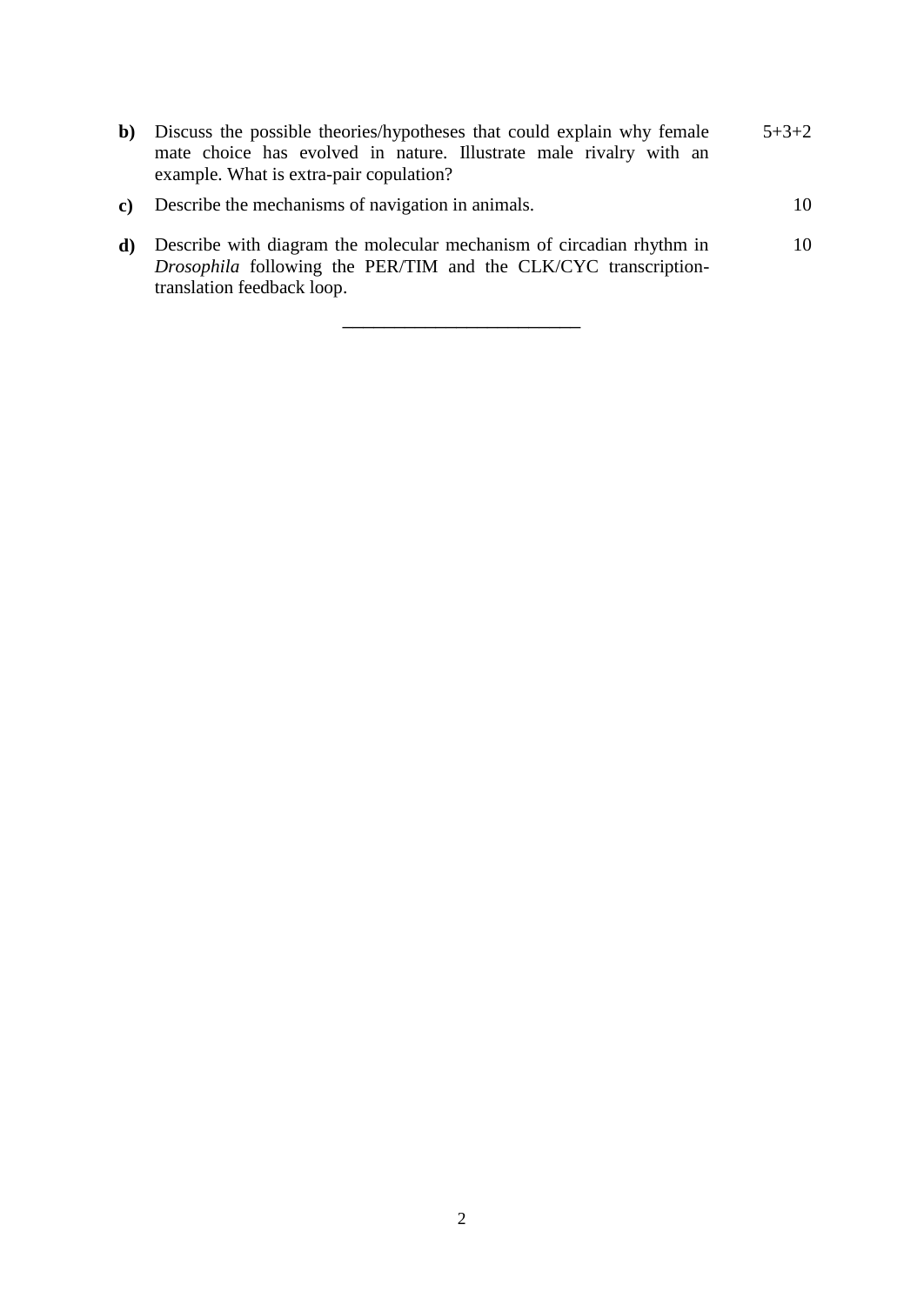**b)** Discuss the possible theories/hypotheses that could explain why female mate choice has evolved in nature. Illustrate male rivalry with an example. What is extra-pair copulation? 5+3+2

**c)** Describe the mechanisms of navigation in animals. 10

**d)** Describe with diagram the molecular mechanism of circadian rhythm in *Drosophila* following the PER/TIM and the CLK/CYC transcription-translation feedback loop. 10

---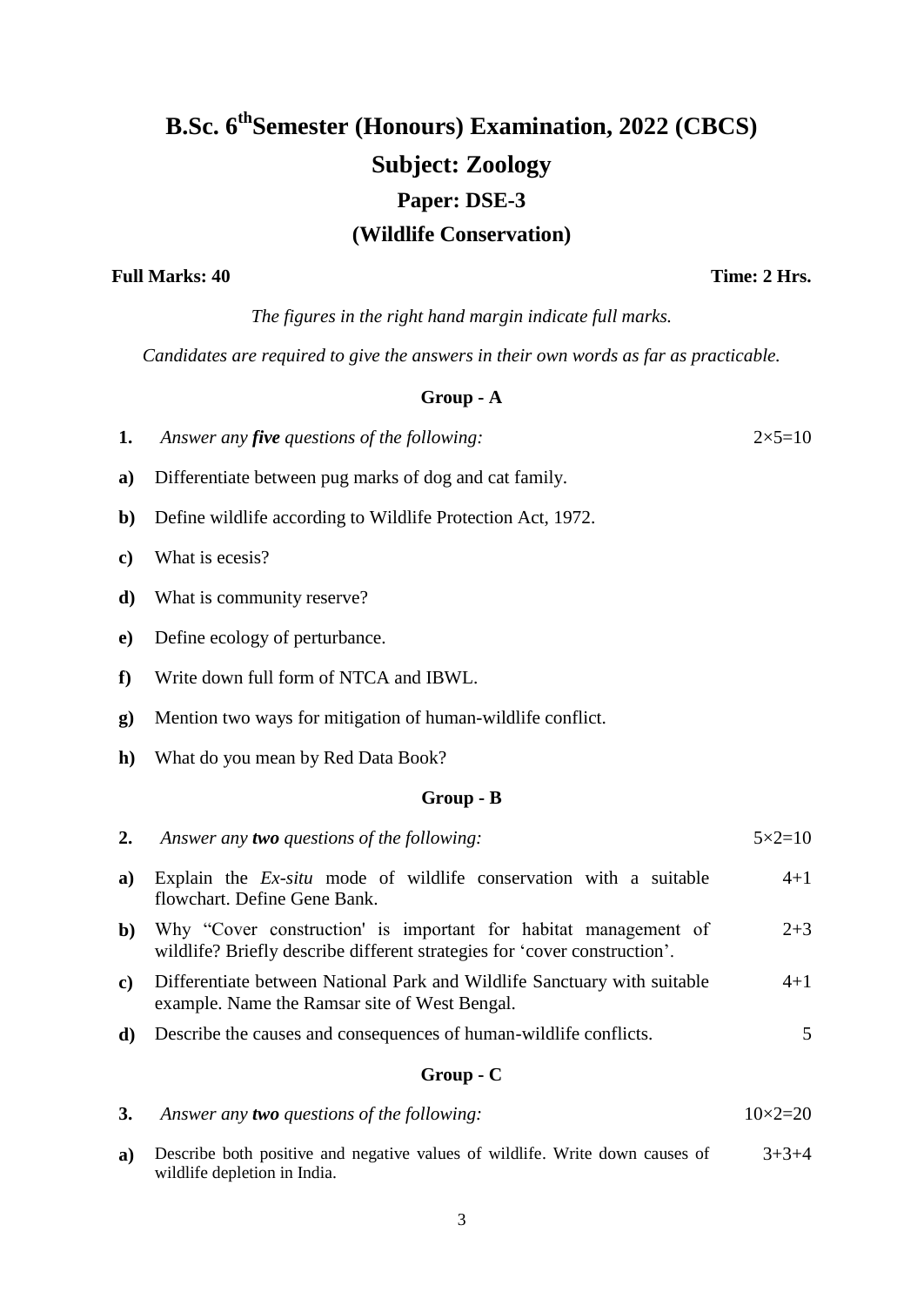# B.Sc. 6th Semester (Honours) Examination, 2022 (CBCS)

## Subject: Zoology

### Paper: DSE-3

### (Wildlife Conservation)

**Full Marks: 40** **Time: 2 Hrs.**

*The figures in the right hand margin indicate full marks.*

*Candidates are required to give the answers in their own words as far as practicable.*

#### Group - A

**1.** *Answer any **five** questions of the following:* 2×5=10

**a)** Differentiate between pug marks of dog and cat family.

**b)** Define wildlife according to Wildlife Protection Act, 1972.

**c)** What is ecesis?

**d)** What is community reserve?

**e)** Define ecology of perturbance.

**f)** Write down full form of NTCA and IBWL.

**g)** Mention two ways for mitigation of human-wildlife conflict.

**h)** What do you mean by Red Data Book?

#### Group - B

**2.** *Answer any **two** questions of the following:* 5×2=10

**a)** Explain the *Ex-situ* mode of wildlife conservation with a suitable flowchart. Define Gene Bank. 4+1

**b)** Why "Cover construction' is important for habitat management of wildlife? Briefly describe different strategies for 'cover construction'. 2+3

**c)** Differentiate between National Park and Wildlife Sanctuary with suitable example. Name the Ramsar site of West Bengal. 4+1

**d)** Describe the causes and consequences of human-wildlife conflicts. 5

#### Group - C

**3.** *Answer any **two** questions of the following:* 10×2=20

**a)** Describe both positive and negative values of wildlife. Write down causes of wildlife depletion in India. 3+3+4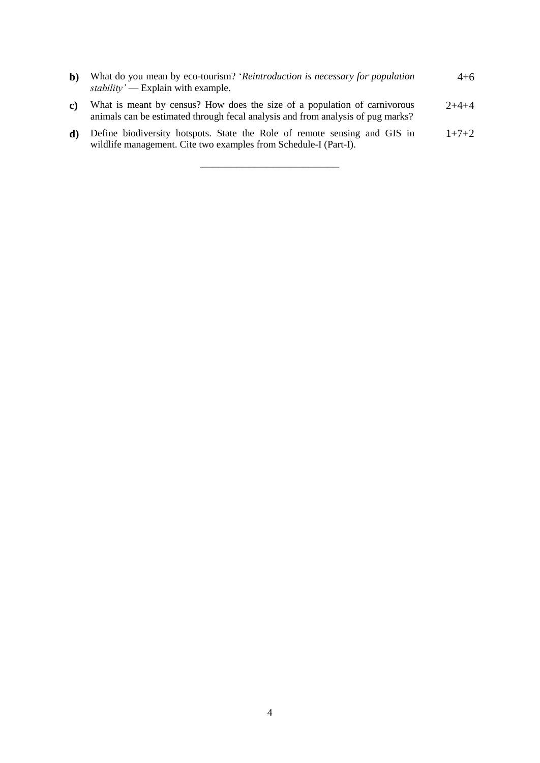**b)** What do you mean by eco-tourism? '*Reintroduction is necessary for population stability'* — Explain with example. 4+6

**c)** What is meant by census? How does the size of a population of carnivorous animals can be estimated through fecal analysis and from analysis of pug marks? 2+4+4

**d)** Define biodiversity hotspots. State the Role of remote sensing and GIS in wildlife management. Cite two examples from Schedule-I (Part-I). 1+7+2

---